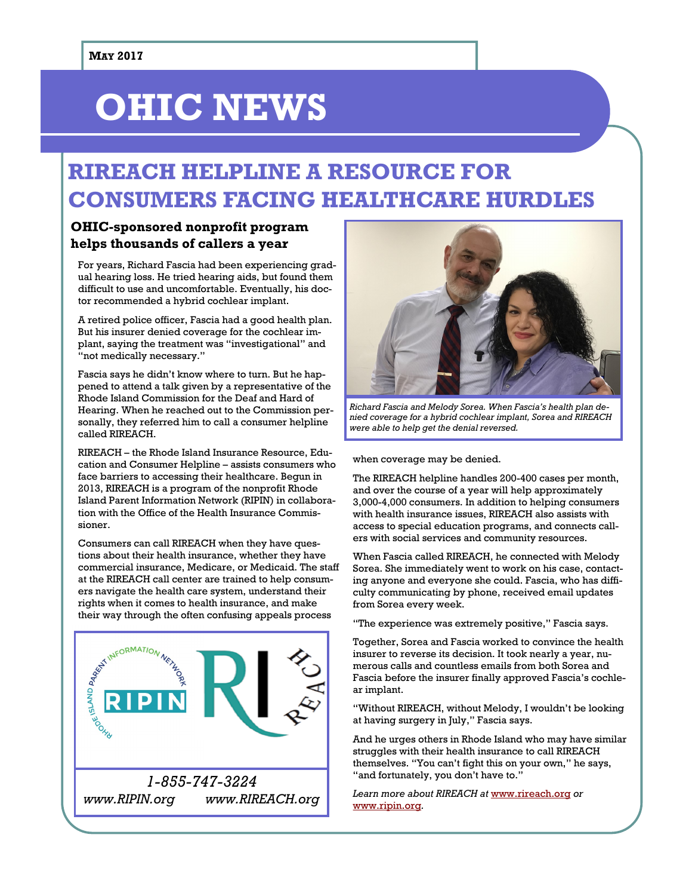May 2017

# OHIC NEWS

## RIREACH HELPLINE A RESOURCE FOR CONSUMERS FACING HEALTHCARE HURDLES

### OHIC-sponsored nonprofit program helps thousands of callers a year

For years, Richard Fascia had been experiencing gradual hearing loss. He tried hearing aids, but found them difficult to use and uncomfortable. Eventually, his doctor recommended a hybrid cochlear implant.

A retired police officer, Fascia had a good health plan. But his insurer denied coverage for the cochlear implant, saying the treatment was "investigational" and "not medically necessary."

Fascia says he didn't know where to turn. But he happened to attend a talk given by a representative of the Rhode Island Commission for the Deaf and Hard of Hearing. When he reached out to the Commission personally, they referred him to call a consumer helpline called RIREACH.

RIREACH – the Rhode Island Insurance Resource, Education and Consumer Helpline – assists consumers who face barriers to accessing their healthcare. Begun in 2013, RIREACH is a program of the nonprofit Rhode Island Parent Information Network (RIPIN) in collaboration with the Office of the Health Insurance Commissioner.

Consumers can call RIREACH when they have questions about their health insurance, whether they have commercial insurance, Medicare, or Medicaid. The staff at the RIREACH call center are trained to help consumers navigate the health care system, understand their rights when it comes to health insurance, and make their way through the often confusing appeals process when coverage may be denied.

*Richard Fascia and Melody Sorea. When Fascia's health plan denied coverage for a hybrid cochlear implant, Sorea and RIREACH were able to help get the denial reversed.*

Rhode Island Parent Information Network RIPIN — RI REACH

*1-855-747-3224*

*www.RIPIN.org* *www.RIREACH.org*

The RIREACH helpline handles 200-400 cases per month, and over the course of a year will help approximately 3,000-4,000 consumers. In addition to helping consumers with health insurance issues, RIREACH also assists with access to special education programs, and connects callers with social services and community resources.

When Fascia called RIREACH, he connected with Melody Sorea. She immediately went to work on his case, contacting anyone and everyone she could. Fascia, who has difficulty communicating by phone, received email updates from Sorea every week.

"The experience was extremely positive," Fascia says.

Together, Sorea and Fascia worked to convince the health insurer to reverse its decision. It took nearly a year, numerous calls and countless emails from both Sorea and Fascia before the insurer finally approved Fascia's cochlear implant.

"Without RIREACH, without Melody, I wouldn't be looking at having surgery in July," Fascia says.

And he urges others in Rhode Island who may have similar struggles with their health insurance to call RIREACH themselves. "You can't fight this on your own," he says, "and fortunately, you don't have to."

*Learn more about RIREACH at www.rireach.org or www.ripin.org.*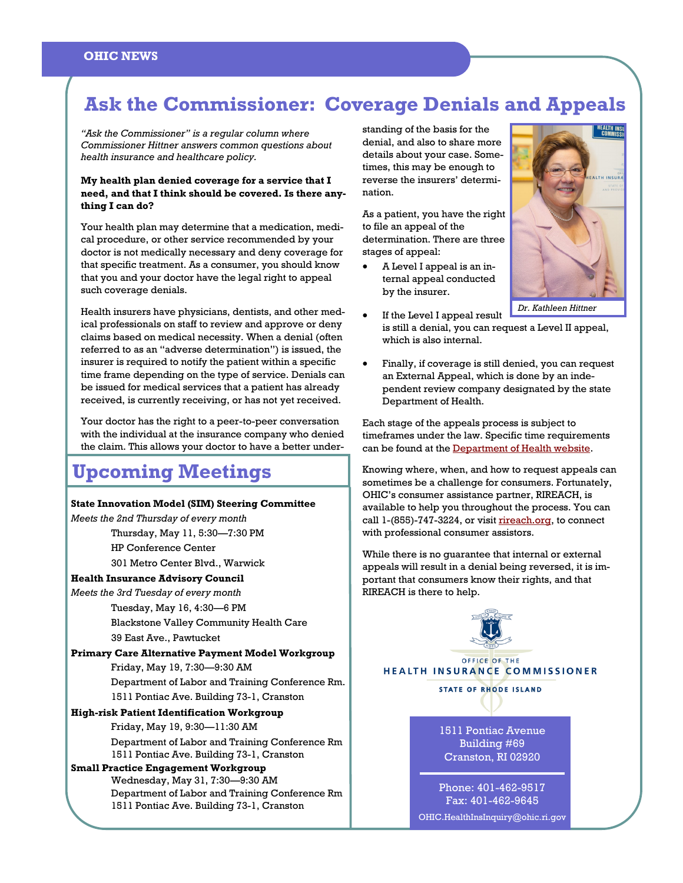OHIC NEWS

# Ask the Commissioner: Coverage Denials and Appeals

*"Ask the Commissioner" is a regular column where Commissioner Hittner answers common questions about health insurance and healthcare policy.*

**My health plan denied coverage for a service that I need, and that I think should be covered. Is there anything I can do?**

Your health plan may determine that a medication, medical procedure, or other service recommended by your doctor is not medically necessary and deny coverage for that specific treatment. As a consumer, you should know that you and your doctor have the legal right to appeal such coverage denials.

Health insurers have physicians, dentists, and other medical professionals on staff to review and approve or deny claims based on medical necessity. When a denial (often referred to as an "adverse determination") is issued, the insurer is required to notify the patient within a specific time frame depending on the type of service. Denials can be issued for medical services that a patient has already received, is currently receiving, or has not yet received.

Your doctor has the right to a peer-to-peer conversation with the individual at the insurance company who denied the claim. This allows your doctor to have a better understanding of the basis for the denial, and also to share more details about your case. Sometimes, this may be enough to reverse the insurers' determination.

*Dr. Kathleen Hittner*

As a patient, you have the right to file an appeal of the determination. There are three stages of appeal:

- A Level I appeal is an internal appeal conducted by the insurer.
- If the Level I appeal result is still a denial, you can request a Level II appeal, which is also internal.
- Finally, if coverage is still denied, you can request an External Appeal, which is done by an independent review company designated by the state Department of Health.

Each stage of the appeals process is subject to timeframes under the law. Specific time requirements can be found at the Department of Health website.

Knowing where, when, and how to request appeals can sometimes be a challenge for consumers. Fortunately, OHIC's consumer assistance partner, RIREACH, is available to help you throughout the process. You can call 1-(855)-747-3224, or visit rireach.org, to connect with professional consumer assistors.

While there is no guarantee that internal or external appeals will result in a denial being reversed, it is important that consumers know their rights, and that RIREACH is there to help.

## Upcoming Meetings

**State Innovation Model (SIM) Steering Committee**
*Meets the 2nd Thursday of every month*
Thursday, May 11, 5:30—7:30 PM
HP Conference Center
301 Metro Center Blvd., Warwick

**Health Insurance Advisory Council**
*Meets the 3rd Tuesday of every month*
Tuesday, May 16, 4:30—6 PM
Blackstone Valley Community Health Care
39 East Ave., Pawtucket

**Primary Care Alternative Payment Model Workgroup**
Friday, May 19, 7:30—9:30 AM
Department of Labor and Training Conference Rm.
1511 Pontiac Ave. Building 73-1, Cranston

**High-risk Patient Identification Workgroup**
Friday, May 19, 9:30—11:30 AM
Department of Labor and Training Conference Rm
1511 Pontiac Ave. Building 73-1, Cranston

**Small Practice Engagement Workgroup**
Wednesday, May 31, 7:30—9:30 AM
Department of Labor and Training Conference Rm
1511 Pontiac Ave. Building 73-1, Cranston

OFFICE OF THE
HEALTH INSURANCE COMMISSIONER
STATE OF RHODE ISLAND

1511 Pontiac Avenue
Building #69
Cranston, RI 02920

Phone: 401-462-9517
Fax: 401-462-9645
OHIC.HealthInsInquiry@ohic.ri.gov